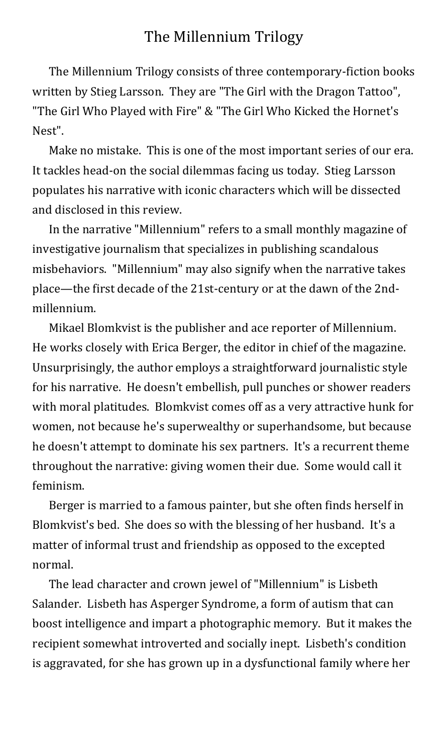# The Millennium Trilogy

The Millennium Trilogy consists of three contemporary-fiction books written by Stieg Larsson. They are "The Girl with the Dragon Tattoo", "The Girl Who Played with Fire" & "The Girl Who Kicked the Hornet's Nest".

Make no mistake. This is one of the most important series of our era. It tackles head-on the social dilemmas facing us today. Stieg Larsson populates his narrative with iconic characters which will be dissected and disclosed in this review.

In the narrative "Millennium" refers to a small monthly magazine of investigative journalism that specializes in publishing scandalous misbehaviors. "Millennium" may also signify when the narrative takes place—the first decade of the 21st-century or at the dawn of the 2nd-millennium.

Mikael Blomkvist is the publisher and ace reporter of Millennium. He works closely with Erica Berger, the editor in chief of the magazine. Unsurprisingly, the author employs a straightforward journalistic style for his narrative. He doesn't embellish, pull punches or shower readers with moral platitudes. Blomkvist comes off as a very attractive hunk for women, not because he's superwealthy or superhandsome, but because he doesn't attempt to dominate his sex partners. It's a recurrent theme throughout the narrative: giving women their due. Some would call it feminism.

Berger is married to a famous painter, but she often finds herself in Blomkvist's bed. She does so with the blessing of her husband. It's a matter of informal trust and friendship as opposed to the excepted normal.

The lead character and crown jewel of "Millennium" is Lisbeth Salander. Lisbeth has Asperger Syndrome, a form of autism that can boost intelligence and impart a photographic memory. But it makes the recipient somewhat introverted and socially inept. Lisbeth's condition is aggravated, for she has grown up in a dysfunctional family where her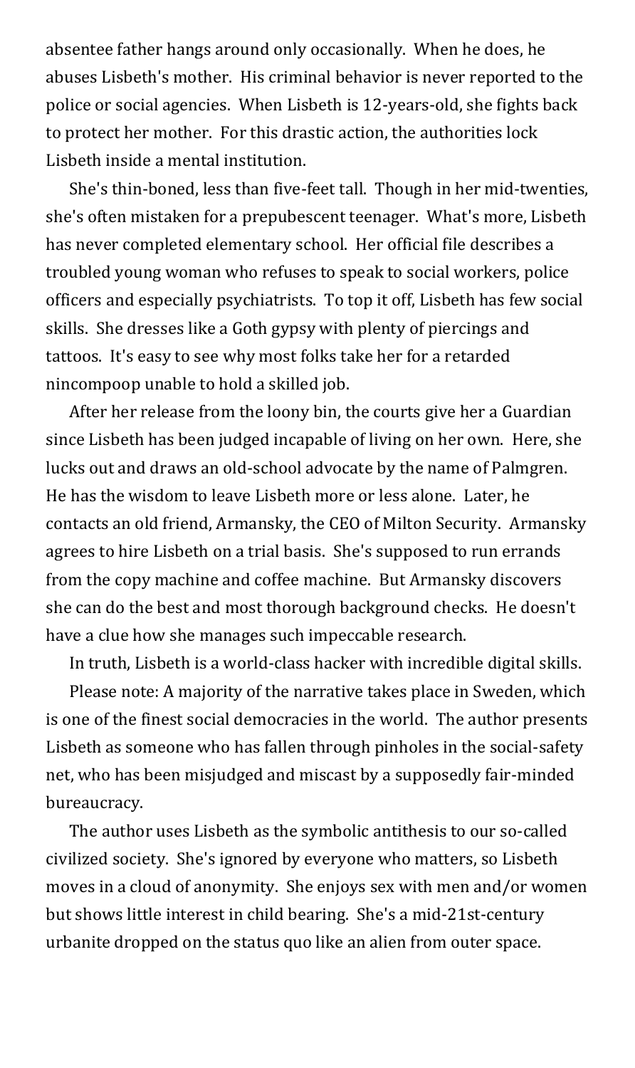absentee father hangs around only occasionally. When he does, he abuses Lisbeth's mother. His criminal behavior is never reported to the police or social agencies. When Lisbeth is 12-years-old, she fights back to protect her mother. For this drastic action, the authorities lock Lisbeth inside a mental institution.

She's thin-boned, less than five-feet tall. Though in her mid-twenties, she's often mistaken for a prepubescent teenager. What's more, Lisbeth has never completed elementary school. Her official file describes a troubled young woman who refuses to speak to social workers, police officers and especially psychiatrists. To top it off, Lisbeth has few social skills. She dresses like a Goth gypsy with plenty of piercings and tattoos. It's easy to see why most folks take her for a retarded nincompoop unable to hold a skilled job.

After her release from the loony bin, the courts give her a Guardian since Lisbeth has been judged incapable of living on her own. Here, she lucks out and draws an old-school advocate by the name of Palmgren. He has the wisdom to leave Lisbeth more or less alone. Later, he contacts an old friend, Armansky, the CEO of Milton Security. Armansky agrees to hire Lisbeth on a trial basis. She's supposed to run errands from the copy machine and coffee machine. But Armansky discovers she can do the best and most thorough background checks. He doesn't have a clue how she manages such impeccable research.

In truth, Lisbeth is a world-class hacker with incredible digital skills.

Please note: A majority of the narrative takes place in Sweden, which is one of the finest social democracies in the world. The author presents Lisbeth as someone who has fallen through pinholes in the social-safety net, who has been misjudged and miscast by a supposedly fair-minded bureaucracy.

The author uses Lisbeth as the symbolic antithesis to our so-called civilized society. She's ignored by everyone who matters, so Lisbeth moves in a cloud of anonymity. She enjoys sex with men and/or women but shows little interest in child bearing. She's a mid-21st-century urbanite dropped on the status quo like an alien from outer space.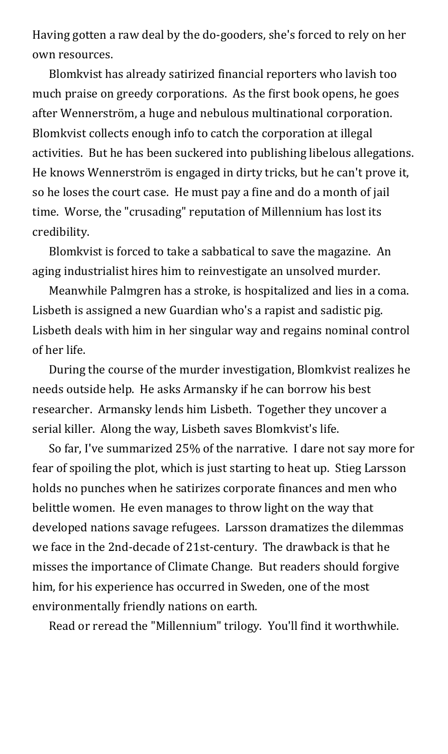Having gotten a raw deal by the do-gooders, she's forced to rely on her own resources.

Blomkvist has already satirized financial reporters who lavish too much praise on greedy corporations. As the first book opens, he goes after Wennerström, a huge and nebulous multinational corporation. Blomkvist collects enough info to catch the corporation at illegal activities. But he has been suckered into publishing libelous allegations. He knows Wennerström is engaged in dirty tricks, but he can't prove it, so he loses the court case. He must pay a fine and do a month of jail time. Worse, the "crusading" reputation of Millennium has lost its credibility.

Blomkvist is forced to take a sabbatical to save the magazine. An aging industrialist hires him to reinvestigate an unsolved murder.

Meanwhile Palmgren has a stroke, is hospitalized and lies in a coma. Lisbeth is assigned a new Guardian who's a rapist and sadistic pig. Lisbeth deals with him in her singular way and regains nominal control of her life.

During the course of the murder investigation, Blomkvist realizes he needs outside help. He asks Armansky if he can borrow his best researcher. Armansky lends him Lisbeth. Together they uncover a serial killer. Along the way, Lisbeth saves Blomkvist's life.

So far, I've summarized 25% of the narrative. I dare not say more for fear of spoiling the plot, which is just starting to heat up. Stieg Larsson holds no punches when he satirizes corporate finances and men who belittle women. He even manages to throw light on the way that developed nations savage refugees. Larsson dramatizes the dilemmas we face in the 2nd-decade of 21st-century. The drawback is that he misses the importance of Climate Change. But readers should forgive him, for his experience has occurred in Sweden, one of the most environmentally friendly nations on earth.

Read or reread the "Millennium" trilogy. You'll find it worthwhile.